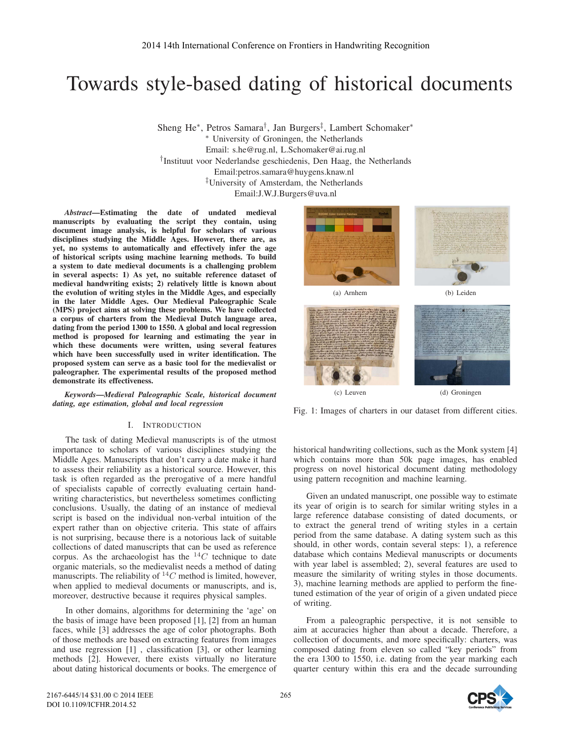# Towards style-based dating of historical documents

Sheng He*, Petros Samara†, Jan Burgers‡, Lambert Schomaker*

* University of Groningen, the Netherlands
Email: s.he@rug.nl, L.Schomaker@ai.rug.nl

† Instituut voor Nederlandse geschiedenis, Den Haag, the Netherlands
Email:petros.samara@huygens.knaw.nl

‡ University of Amsterdam, the Netherlands
Email:J.W.J.Burgers@uva.nl

***Abstract*—Estimating the date of undated medieval manuscripts by evaluating the script they contain, using document image analysis, is helpful for scholars of various disciplines studying the Middle Ages. However, there are, as yet, no systems to automatically and effectively infer the age of historical scripts using machine learning methods. To build a system to date medieval documents is a challenging problem in several aspects: 1) As yet, no suitable reference dataset of medieval handwriting exists; 2) relatively little is known about the evolution of writing styles in the Middle Ages, and especially in the later Middle Ages. Our Medieval Paleographic Scale (MPS) project aims at solving these problems. We have collected a corpus of charters from the Medieval Dutch language area, dating from the period 1300 to 1550. A global and local regression method is proposed for learning and estimating the year in which these documents were written, using several features which have been successfully used in writer identification. The proposed system can serve as a basic tool for the medievalist or paleographer. The experimental results of the proposed method demonstrate its effectiveness.**

***Keywords*—Medieval Paleographic Scale, historical document dating, age estimation, global and local regression**

(a) Arnhem

(b) Leiden

(c) Leuven

(d) Groningen

Fig. 1: Images of charters in our dataset from different cities.

## I. Introduction

The task of dating Medieval manuscripts is of the utmost importance to scholars of various disciplines studying the Middle Ages. Manuscripts that don't carry a date make it hard to assess their reliability as a historical source. However, this task is often regarded as the prerogative of a mere handful of specialists capable of correctly evaluating certain handwriting characteristics, but nevertheless sometimes conflicting conclusions. Usually, the dating of an instance of medieval script is based on the individual non-verbal intuition of the expert rather than on objective criteria. This state of affairs is not surprising, because there is a notorious lack of suitable collections of dated manuscripts that can be used as reference corpus. As the archaeologist has the $^{14}C$ technique to date organic materials, so the medievalist needs a method of dating manuscripts. The reliability of $^{14}C$ method is limited, however, when applied to medieval documents or manuscripts, and is, moreover, destructive because it requires physical samples.

In other domains, algorithms for determining the 'age' on the basis of image have been proposed [1], [2] from an human faces, while [3] addresses the age of color photographs. Both of those methods are based on extracting features from images and use regression [1] , classification [3], or other learning methods [2]. However, there exists virtually no literature about dating historical documents or books. The emergence of historical handwriting collections, such as the Monk system [4] which contains more than 50k page images, has enabled progress on novel historical document dating methodology using pattern recognition and machine learning.

Given an undated manuscript, one possible way to estimate its year of origin is to search for similar writing styles in a large reference database consisting of dated documents, or to extract the general trend of writing styles in a certain period from the same database. A dating system such as this should, in other words, contain several steps: 1), a reference database which contains Medieval manuscripts or documents with year label is assembled; 2), several features are used to measure the similarity of writing styles in those documents. 3), machine learning methods are applied to perform the fine-tuned estimation of the year of origin of a given undated piece of writing.

From a paleographic perspective, it is not sensible to aim at accuracies higher than about a decade. Therefore, a collection of documents, and more specifically: charters, was composed dating from eleven so called "key periods" from the era 1300 to 1550, i.e. dating from the year marking each quarter century within this era and the decade surrounding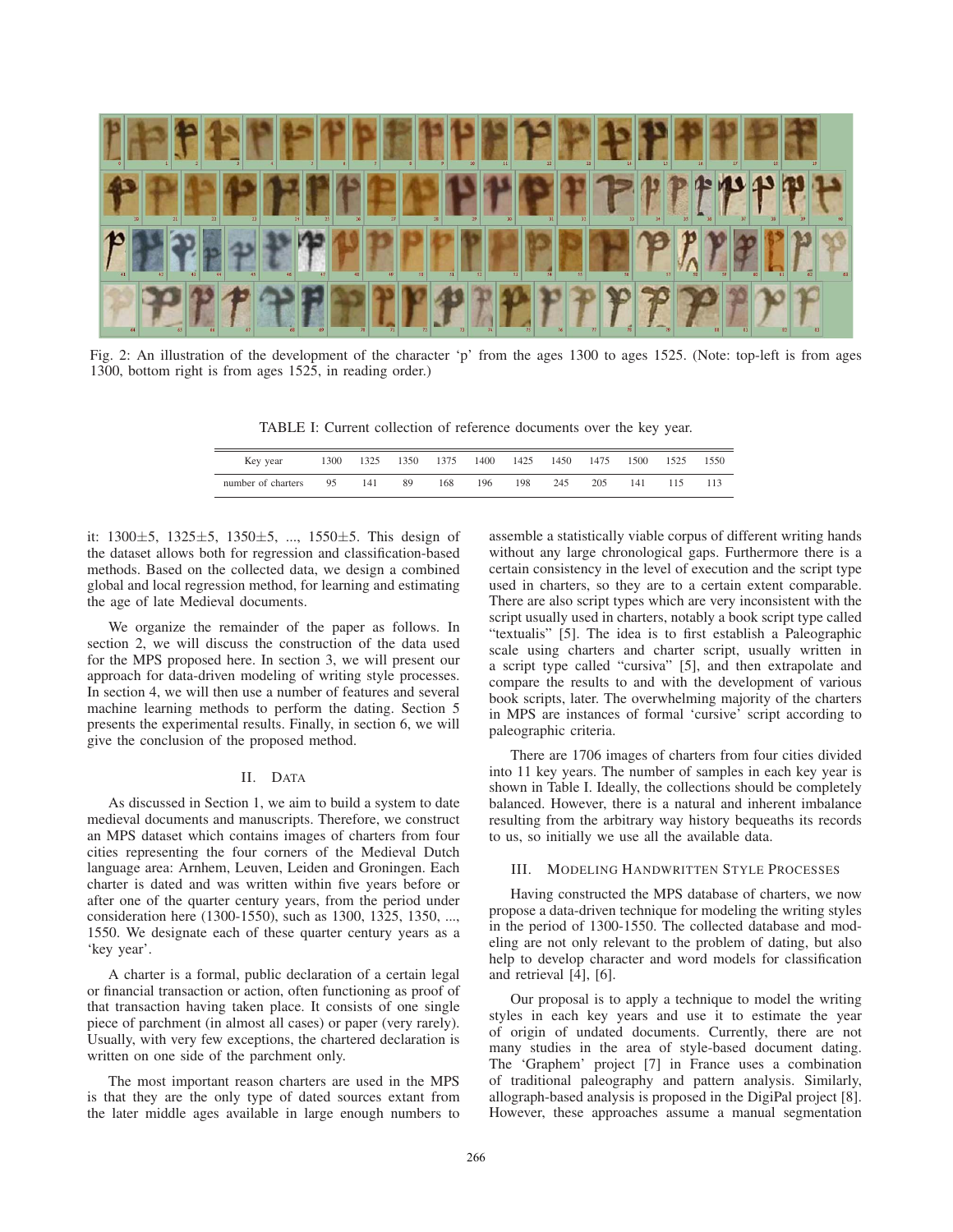Fig. 2: An illustration of the development of the character 'p' from the ages 1300 to ages 1525. (Note: top-left is from ages 1300, bottom right is from ages 1525, in reading order.)

TABLE I: Current collection of reference documents over the key year.

| Key year | 1300 | 1325 | 1350 | 1375 | 1400 | 1425 | 1450 | 1475 | 1500 | 1525 | 1550 |
|---|---|---|---|---|---|---|---|---|---|---|---|
| number of charters | 95 | 141 | 89 | 168 | 196 | 198 | 245 | 205 | 141 | 115 | 113 |

it: 1300±5, 1325±5, 1350±5, ..., 1550±5. This design of the dataset allows both for regression and classification-based methods. Based on the collected data, we design a combined global and local regression method, for learning and estimating the age of late Medieval documents.

We organize the remainder of the paper as follows. In section 2, we will discuss the construction of the data used for the MPS proposed here. In section 3, we will present our approach for data-driven modeling of writing style processes. In section 4, we will then use a number of features and several machine learning methods to perform the dating. Section 5 presents the experimental results. Finally, in section 6, we will give the conclusion of the proposed method.

## II. Data

As discussed in Section 1, we aim to build a system to date medieval documents and manuscripts. Therefore, we construct an MPS dataset which contains images of charters from four cities representing the four corners of the Medieval Dutch language area: Arnhem, Leuven, Leiden and Groningen. Each charter is dated and was written within five years before or after one of the quarter century years, from the period under consideration here (1300-1550), such as 1300, 1325, 1350, ..., 1550. We designate each of these quarter century years as a 'key year'.

A charter is a formal, public declaration of a certain legal or financial transaction or action, often functioning as proof of that transaction having taken place. It consists of one single piece of parchment (in almost all cases) or paper (very rarely). Usually, with very few exceptions, the chartered declaration is written on one side of the parchment only.

The most important reason charters are used in the MPS is that they are the only type of dated sources extant from the later middle ages available in large enough numbers to assemble a statistically viable corpus of different writing hands without any large chronological gaps. Furthermore there is a certain consistency in the level of execution and the script type used in charters, so they are to a certain extent comparable. There are also script types which are very inconsistent with the script usually used in charters, notably a book script type called "textualis" [5]. The idea is to first establish a Paleographic scale using charters and charter script, usually written in a script type called "cursiva" [5], and then extrapolate and compare the results to and with the development of various book scripts, later. The overwhelming majority of the charters in MPS are instances of formal 'cursive' script according to paleographic criteria.

There are 1706 images of charters from four cities divided into 11 key years. The number of samples in each key year is shown in Table I. Ideally, the collections should be completely balanced. However, there is a natural and inherent imbalance resulting from the arbitrary way history bequeaths its records to us, so initially we use all the available data.

## III. Modeling Handwritten Style Processes

Having constructed the MPS database of charters, we now propose a data-driven technique for modeling the writing styles in the period of 1300-1550. The collected database and modeling are not only relevant to the problem of dating, but also help to develop character and word models for classification and retrieval [4], [6].

Our proposal is to apply a technique to model the writing styles in each key years and use it to estimate the year of origin of undated documents. Currently, there are not many studies in the area of style-based document dating. The 'Graphem' project [7] in France uses a combination of traditional paleography and pattern analysis. Similarly, allograph-based analysis is proposed in the DigiPal project [8]. However, these approaches assume a manual segmentation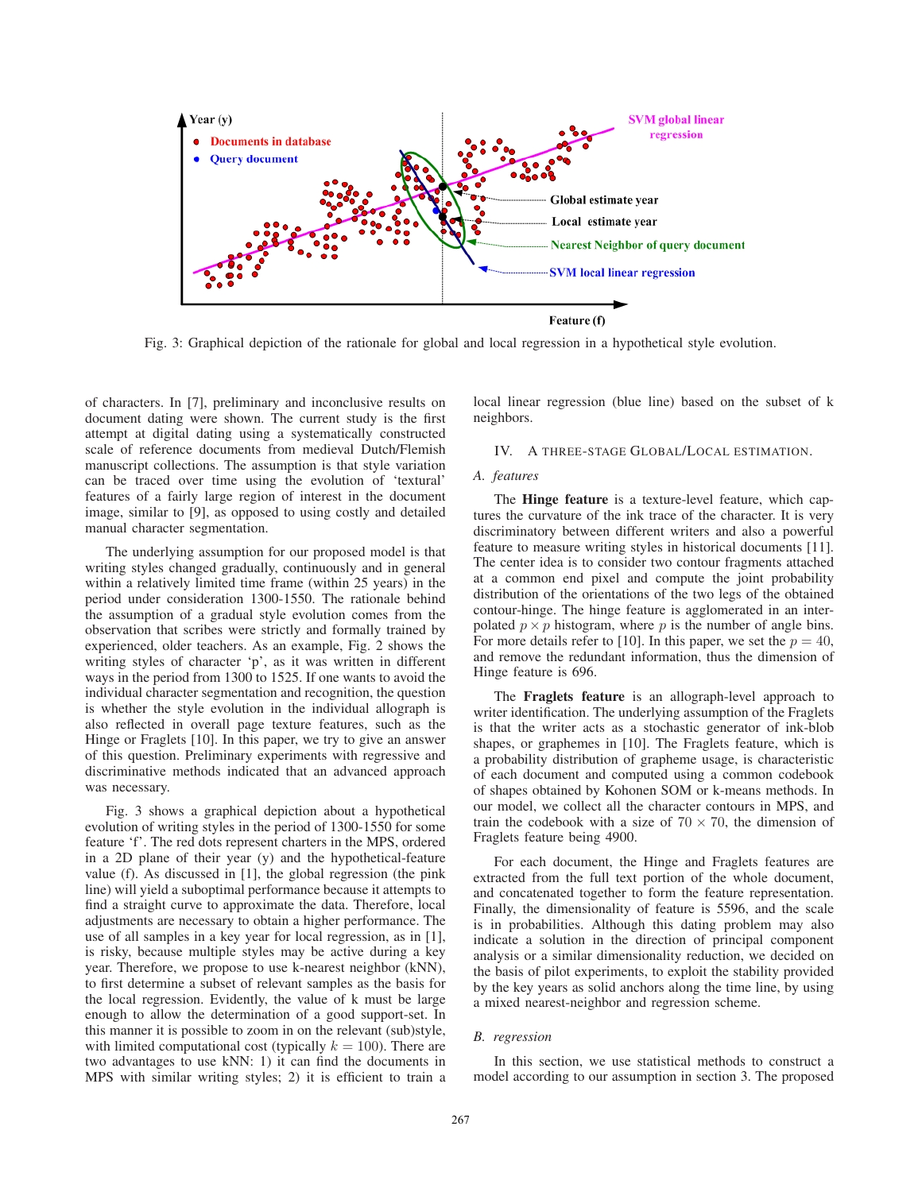Fig. 3: Graphical depiction of the rationale for global and local regression in a hypothetical style evolution.

of characters. In [7], preliminary and inconclusive results on document dating were shown. The current study is the first attempt at digital dating using a systematically constructed scale of reference documents from medieval Dutch/Flemish manuscript collections. The assumption is that style variation can be traced over time using the evolution of 'textural' features of a fairly large region of interest in the document image, similar to [9], as opposed to using costly and detailed manual character segmentation.

The underlying assumption for our proposed model is that writing styles changed gradually, continuously and in general within a relatively limited time frame (within 25 years) in the period under consideration 1300-1550. The rationale behind the assumption of a gradual style evolution comes from the observation that scribes were strictly and formally trained by experienced, older teachers. As an example, Fig. 2 shows the writing styles of character 'p', as it was written in different ways in the period from 1300 to 1525. If one wants to avoid the individual character segmentation and recognition, the question is whether the style evolution in the individual allograph is also reflected in overall page texture features, such as the Hinge or Fraglets [10]. In this paper, we try to give an answer of this question. Preliminary experiments with regressive and discriminative methods indicated that an advanced approach was necessary.

Fig. 3 shows a graphical depiction about a hypothetical evolution of writing styles in the period of 1300-1550 for some feature 'f'. The red dots represent charters in the MPS, ordered in a 2D plane of their year (y) and the hypothetical-feature value (f). As discussed in [1], the global regression (the pink line) will yield a suboptimal performance because it attempts to find a straight curve to approximate the data. Therefore, local adjustments are necessary to obtain a higher performance. The use of all samples in a key year for local regression, as in [1], is risky, because multiple styles may be active during a key year. Therefore, we propose to use k-nearest neighbor (kNN), to first determine a subset of relevant samples as the basis for the local regression. Evidently, the value of k must be large enough to allow the determination of a good support-set. In this manner it is possible to zoom in on the relevant (sub)style, with limited computational cost (typically $k = 100$). There are two advantages to use kNN: 1) it can find the documents in MPS with similar writing styles; 2) it is efficient to train a local linear regression (blue line) based on the subset of k neighbors.

## IV. A THREE-STAGE GLOBAL/LOCAL ESTIMATION.

### A. features

The **Hinge feature** is a texture-level feature, which captures the curvature of the ink trace of the character. It is very discriminatory between different writers and also a powerful feature to measure writing styles in historical documents [11]. The center idea is to consider two contour fragments attached at a common end pixel and compute the joint probability distribution of the orientations of the two legs of the obtained contour-hinge. The hinge feature is agglomerated in an interpolated $p \times p$ histogram, where $p$ is the number of angle bins. For more details refer to [10]. In this paper, we set the $p = 40$, and remove the redundant information, thus the dimension of Hinge feature is 696.

The **Fraglets feature** is an allograph-level approach to writer identification. The underlying assumption of the Fraglets is that the writer acts as a stochastic generator of ink-blob shapes, or graphemes in [10]. The Fraglets feature, which is a probability distribution of grapheme usage, is characteristic of each document and computed using a common codebook of shapes obtained by Kohonen SOM or k-means methods. In our model, we collect all the character contours in MPS, and train the codebook with a size of $70 \times 70$, the dimension of Fraglets feature being 4900.

For each document, the Hinge and Fraglets features are extracted from the full text portion of the whole document, and concatenated together to form the feature representation. Finally, the dimensionality of feature is 5596, and the scale is in probabilities. Although this dating problem may also indicate a solution in the direction of principal component analysis or a similar dimensionality reduction, we decided on the basis of pilot experiments, to exploit the stability provided by the key years as solid anchors along the time line, by using a mixed nearest-neighbor and regression scheme.

### B. regression

In this section, we use statistical methods to construct a model according to our assumption in section 3. The proposed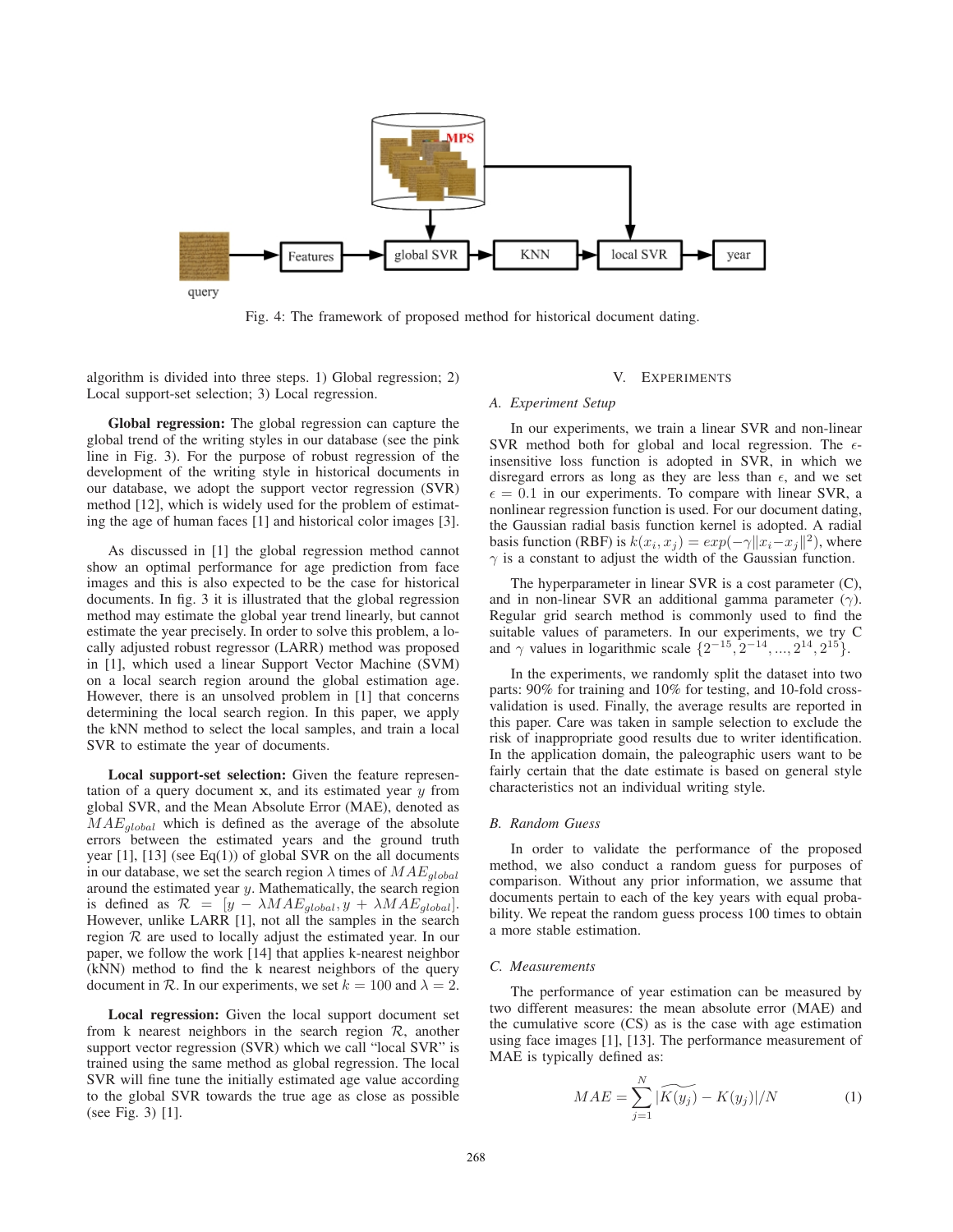Fig. 4: The framework of proposed method for historical document dating.

algorithm is divided into three steps. 1) Global regression; 2) Local support-set selection; 3) Local regression.

**Global regression:** The global regression can capture the global trend of the writing styles in our database (see the pink line in Fig. 3). For the purpose of robust regression of the development of the writing style in historical documents in our database, we adopt the support vector regression (SVR) method [12], which is widely used for the problem of estimating the age of human faces [1] and historical color images [3].

As discussed in [1] the global regression method cannot show an optimal performance for age prediction from face images and this is also expected to be the case for historical documents. In fig. 3 it is illustrated that the global regression method may estimate the global year trend linearly, but cannot estimate the year precisely. In order to solve this problem, a locally adjusted robust regressor (LARR) method was proposed in [1], which used a linear Support Vector Machine (SVM) on a local search region around the global estimation age. However, there is an unsolved problem in [1] that concerns determining the local search region. In this paper, we apply the kNN method to select the local samples, and train a local SVR to estimate the year of documents.

**Local support-set selection:** Given the feature representation of a query document $\mathbf{x}$, and its estimated year $y$ from global SVR, and the Mean Absolute Error (MAE), denoted as $MAE_{global}$ which is defined as the average of the absolute errors between the estimated years and the ground truth year [1], [13] (see Eq(1)) of global SVR on the all documents in our database, we set the search region $\lambda$ times of $MAE_{global}$ around the estimated year $y$. Mathematically, the search region is defined as $\mathcal{R} = [y - \lambda MAE_{global}, y + \lambda MAE_{global}]$. However, unlike LARR [1], not all the samples in the search region $\mathcal{R}$ are used to locally adjust the estimated year. In our paper, we follow the work [14] that applies k-nearest neighbor (kNN) method to find the k nearest neighbors of the query document in $\mathcal{R}$. In our experiments, we set $k = 100$ and $\lambda = 2$.

**Local regression:** Given the local support document set from k nearest neighbors in the search region $\mathcal{R}$, another support vector regression (SVR) which we call "local SVR" is trained using the same method as global regression. The local SVR will fine tune the initially estimated age value according to the global SVR towards the true age as close as possible (see Fig. 3) [1].

## V. Experiments

### A. Experiment Setup

In our experiments, we train a linear SVR and non-linear SVR method both for global and local regression. The $\epsilon$-insensitive loss function is adopted in SVR, in which we disregard errors as long as they are less than $\epsilon$, and we set $\epsilon = 0.1$ in our experiments. To compare with linear SVR, a nonlinear regression function is used. For our document dating, the Gaussian radial basis function kernel is adopted. A radial basis function (RBF) is $k(x_i, x_j) = exp(-\gamma\|x_i - x_j\|^2)$, where $\gamma$ is a constant to adjust the width of the Gaussian function.

The hyperparameter in linear SVR is a cost parameter (C), and in non-linear SVR an additional gamma parameter ($\gamma$). Regular grid search method is commonly used to find the suitable values of parameters. In our experiments, we try C and $\gamma$ values in logarithmic scale $\{2^{-15}, 2^{-14}, ..., 2^{14}, 2^{15}\}$.

In the experiments, we randomly split the dataset into two parts: 90% for training and 10% for testing, and 10-fold cross-validation is used. Finally, the average results are reported in this paper. Care was taken in sample selection to exclude the risk of inappropriate good results due to writer identification. In the application domain, the paleographic users want to be fairly certain that the date estimate is based on general style characteristics not an individual writing style.

### B. Random Guess

In order to validate the performance of the proposed method, we also conduct a random guess for purposes of comparison. Without any prior information, we assume that documents pertain to each of the key years with equal probability. We repeat the random guess process 100 times to obtain a more stable estimation.

### C. Measurements

The performance of year estimation can be measured by two different measures: the mean absolute error (MAE) and the cumulative score (CS) as is the case with age estimation using face images [1], [13]. The performance measurement of MAE is typically defined as:

$$MAE = \sum_{j=1}^{N} |\widetilde{K(y_j)} - K(y_j)|/N \tag{1}$$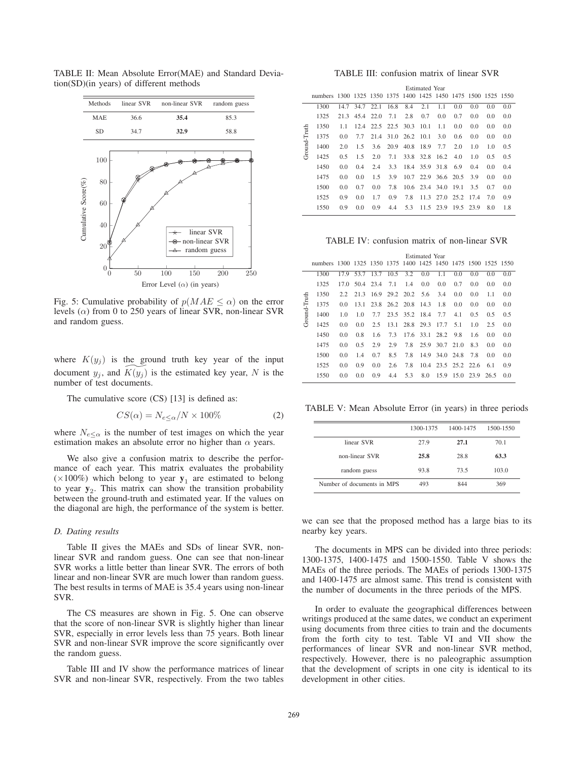TABLE II: Mean Absolute Error(MAE) and Standard Deviation(SD)(in years) of different methods

| Methods | linear SVR | non-linear SVR | random guess |
|---|---|---|---|
| MAE | 36.6 | **35.4** | 85.3 |
| SD | 34.7 | **32.9** | 58.8 |

Fig. 5: Cumulative probability of $p(MAE \leq \alpha)$ on the error levels ($\alpha$) from 0 to 250 years of linear SVR, non-linear SVR and random guess.

where $K(y_j)$ is the ground truth key year of the input document $y_j$, and $\widetilde{K(y_j)}$ is the estimated key year, $N$ is the number of test documents.

The cumulative score (CS) [13] is defined as:

$$CS(\alpha) = N_{e \leq \alpha}/N \times 100\% \tag{2}$$

where $N_{e \leq \alpha}$ is the number of test images on which the year estimation makes an absolute error no higher than $\alpha$ years.

We also give a confusion matrix to describe the performance of each year. This matrix evaluates the probability ($\times 100\%$) which belong to year $\mathbf{y}_1$ are estimated to belong to year $\mathbf{y}_2$. This matrix can show the transition probability between the ground-truth and estimated year. If the values on the diagonal are high, the performance of the system is better.

### D. Dating results

Table II gives the MAEs and SDs of linear SVR, non-linear SVR and random guess. One can see that non-linear SVR works a little better than linear SVR. The errors of both linear and non-linear SVR are much lower than random guess. The best results in terms of MAE is 35.4 years using non-linear SVR.

The CS measures are shown in Fig. 5. One can observe that the score of non-linear SVR is slightly higher than linear SVR, especially in error levels less than 75 years. Both linear SVR and non-linear SVR improve the score significantly over the random guess.

Table III and IV show the performance matrices of linear SVR and non-linear SVR, respectively. From the two tables we can see that the proposed method has a large bias to its nearby key years.

TABLE III: confusion matrix of linear SVR

| | | Estimated Year | | | | | | | | | | |
|---|---|---|---|---|---|---|---|---|---|---|---|---|
| | numbers | 1300 | 1325 | 1350 | 1375 | 1400 | 1425 | 1450 | 1475 | 1500 | 1525 | 1550 |
| Ground-Truth | 1300 | 14.7 | 34.7 | 22.1 | 16.8 | 8.4 | 2.1 | 1.1 | 0.0 | 0.0 | 0.0 | 0.0 |
| | 1325 | 21.3 | 45.4 | 22.0 | 7.1 | 2.8 | 0.7 | 0.0 | 0.7 | 0.0 | 0.0 | 0.0 |
| | 1350 | 1.1 | 12.4 | 22.5 | 22.5 | 30.3 | 10.1 | 1.1 | 0.0 | 0.0 | 0.0 | 0.0 |
| | 1375 | 0.0 | 7.7 | 21.4 | 31.0 | 26.2 | 10.1 | 3.0 | 0.6 | 0.0 | 0.0 | 0.0 |
| | 1400 | 2.0 | 1.5 | 3.6 | 20.9 | 40.8 | 18.9 | 7.7 | 2.0 | 1.0 | 1.0 | 0.5 |
| | 1425 | 0.5 | 1.5 | 2.0 | 7.1 | 33.8 | 32.8 | 16.2 | 4.0 | 1.0 | 0.5 | 0.5 |
| | 1450 | 0.0 | 0.4 | 2.4 | 3.3 | 18.4 | 35.9 | 31.8 | 6.9 | 0.4 | 0.0 | 0.4 |
| | 1475 | 0.0 | 0.0 | 1.5 | 3.9 | 10.7 | 22.9 | 36.6 | 20.5 | 3.9 | 0.0 | 0.0 |
| | 1500 | 0.0 | 0.7 | 0.0 | 7.8 | 10.6 | 23.4 | 34.0 | 19.1 | 3.5 | 0.7 | 0.0 |
| | 1525 | 0.9 | 0.0 | 1.7 | 0.9 | 7.8 | 11.3 | 27.0 | 25.2 | 17.4 | 7.0 | 0.9 |
| | 1550 | 0.9 | 0.0 | 0.9 | 4.4 | 5.3 | 11.5 | 23.9 | 19.5 | 23.9 | 8.0 | 1.8 |

TABLE IV: confusion matrix of non-linear SVR

| | | Estimated Year | | | | | | | | | | |
|---|---|---|---|---|---|---|---|---|---|---|---|---|
| | numbers | 1300 | 1325 | 1350 | 1375 | 1400 | 1425 | 1450 | 1475 | 1500 | 1525 | 1550 |
| Ground-Truth | 1300 | 17.9 | 53.7 | 13.7 | 10.5 | 3.2 | 0.0 | 1.1 | 0.0 | 0.0 | 0.0 | 0.0 |
| | 1325 | 17.0 | 50.4 | 23.4 | 7.1 | 1.4 | 0.0 | 0.0 | 0.7 | 0.0 | 0.0 | 0.0 |
| | 1350 | 2.2 | 21.3 | 16.9 | 29.2 | 20.2 | 5.6 | 3.4 | 0.0 | 0.0 | 1.1 | 0.0 |
| | 1375 | 0.0 | 13.1 | 23.8 | 26.2 | 20.8 | 14.3 | 1.8 | 0.0 | 0.0 | 0.0 | 0.0 |
| | 1400 | 1.0 | 1.0 | 7.7 | 23.5 | 35.2 | 18.4 | 7.7 | 4.1 | 0.5 | 0.5 | 0.5 |
| | 1425 | 0.0 | 0.0 | 2.5 | 13.1 | 28.8 | 29.3 | 17.7 | 5.1 | 1.0 | 2.5 | 0.0 |
| | 1450 | 0.0 | 0.8 | 1.6 | 7.3 | 17.6 | 33.1 | 28.2 | 9.8 | 1.6 | 0.0 | 0.0 |
| | 1475 | 0.0 | 0.5 | 2.9 | 2.9 | 7.8 | 25.9 | 30.7 | 21.0 | 8.3 | 0.0 | 0.0 |
| | 1500 | 0.0 | 1.4 | 0.7 | 8.5 | 7.8 | 14.9 | 34.0 | 24.8 | 7.8 | 0.0 | 0.0 |
| | 1525 | 0.0 | 0.9 | 0.0 | 2.6 | 7.8 | 10.4 | 23.5 | 25.2 | 22.6 | 6.1 | 0.9 |
| | 1550 | 0.0 | 0.0 | 0.9 | 4.4 | 5.3 | 8.0 | 15.9 | 15.0 | 23.9 | 26.5 | 0.0 |

TABLE V: Mean Absolute Error (in years) in three periods

| | 1300-1375 | 1400-1475 | 1500-1550 |
|---|---|---|---|
| linear SVR | 27.9 | **27.1** | 70.1 |
| non-linear SVR | **25.8** | 28.8 | **63.3** |
| random guess | 93.8 | 73.5 | 103.0 |
| Number of documents in MPS | 493 | 844 | 369 |

The documents in MPS can be divided into three periods: 1300-1375, 1400-1475 and 1500-1550. Table V shows the MAEs of the three periods. The MAEs of periods 1300-1375 and 1400-1475 are almost same. This trend is consistent with the number of documents in the three periods of the MPS.

In order to evaluate the geographical differences between writings produced at the same dates, we conduct an experiment using documents from three cities to train and the documents from the forth city to test. Table VI and VII show the performances of linear SVR and non-linear SVR method, respectively. However, there is no paleographic assumption that the development of scripts in one city is identical to its development in other cities.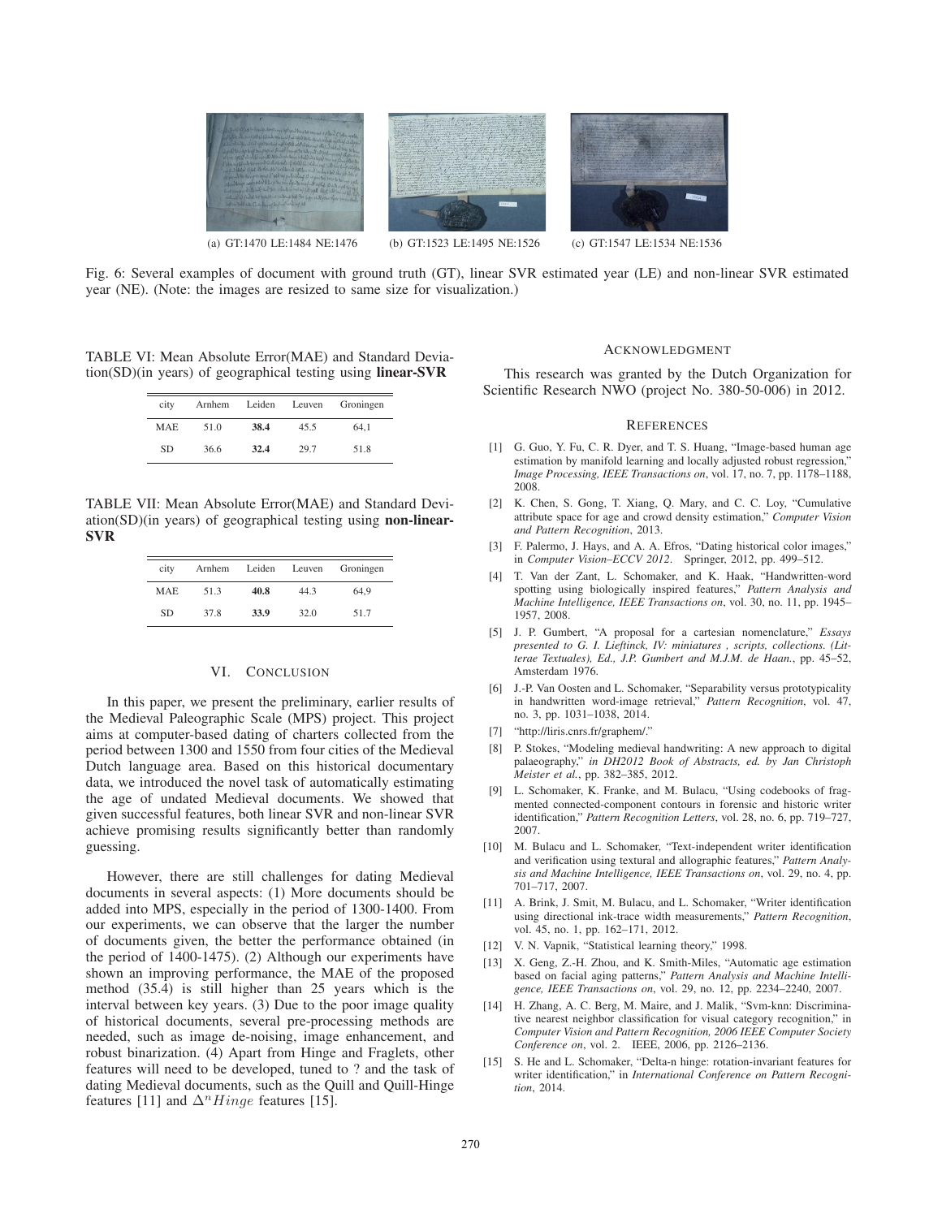(a) GT:1470 LE:1484 NE:1476

(b) GT:1523 LE:1495 NE:1526

(c) GT:1547 LE:1534 NE:1536

Fig. 6: Several examples of document with ground truth (GT), linear SVR estimated year (LE) and non-linear SVR estimated year (NE). (Note: the images are resized to same size for visualization.)

TABLE VI: Mean Absolute Error(MAE) and Standard Deviation(SD)(in years) of geographical testing using **linear-SVR**

| city | Arnhem | Leiden | Leuven | Groningen |
|---|---|---|---|---|
| MAE | 51.0 | **38.4** | 45.5 | 64,1 |
| SD | 36.6 | **32.4** | 29.7 | 51.8 |

TABLE VII: Mean Absolute Error(MAE) and Standard Deviation(SD)(in years) of geographical testing using **non-linear-SVR**

| city | Arnhem | Leiden | Leuven | Groningen |
|---|---|---|---|---|
| MAE | 51.3 | **40.8** | 44.3 | 64,9 |
| SD | 37.8 | **33.9** | 32.0 | 51.7 |

## VI. Conclusion

In this paper, we present the preliminary, earlier results of the Medieval Paleographic Scale (MPS) project. This project aims at computer-based dating of charters collected from the period between 1300 and 1550 from four cities of the Medieval Dutch language area. Based on this historical documentary data, we introduced the novel task of automatically estimating the age of undated Medieval documents. We showed that given successful features, both linear SVR and non-linear SVR achieve promising results significantly better than randomly guessing.

However, there are still challenges for dating Medieval documents in several aspects: (1) More documents should be added into MPS, especially in the period of 1300-1400. From our experiments, we can observe that the larger the number of documents given, the better the performance obtained (in the period of 1400-1475). (2) Although our experiments have shown an improving performance, the MAE of the proposed method (35.4) is still higher than 25 years which is the interval between key years. (3) Due to the poor image quality of historical documents, several pre-processing methods are needed, such as image de-noising, image enhancement, and robust binarization. (4) Apart from Hinge and Fraglets, other features will need to be developed, tuned to ? and the task of dating Medieval documents, such as the Quill and Quill-Hinge features [11] and $\Delta^n Hinge$ features [15].

## Acknowledgment

This research was granted by the Dutch Organization for Scientific Research NWO (project No. 380-50-006) in 2012.

## References

[1] G. Guo, Y. Fu, C. R. Dyer, and T. S. Huang, "Image-based human age estimation by manifold learning and locally adjusted robust regression," *Image Processing, IEEE Transactions on*, vol. 17, no. 7, pp. 1178–1188, 2008.

[2] K. Chen, S. Gong, T. Xiang, Q. Mary, and C. C. Loy, "Cumulative attribute space for age and crowd density estimation," *Computer Vision and Pattern Recognition*, 2013.

[3] F. Palermo, J. Hays, and A. A. Efros, "Dating historical color images," in *Computer Vision–ECCV 2012*. Springer, 2012, pp. 499–512.

[4] T. Van der Zant, L. Schomaker, and K. Haak, "Handwritten-word spotting using biologically inspired features," *Pattern Analysis and Machine Intelligence, IEEE Transactions on*, vol. 30, no. 11, pp. 1945–1957, 2008.

[5] J. P. Gumbert, "A proposal for a cartesian nomenclature," *Essays presented to G. I. Lieftinck, IV: miniatures , scripts, collections. (Litterae Textuales), Ed., J.P. Gumbert and M.J.M. de Haan.*, pp. 45–52, Amsterdam 1976.

[6] J.-P. Van Oosten and L. Schomaker, "Separability versus prototypicality in handwritten word-image retrieval," *Pattern Recognition*, vol. 47, no. 3, pp. 1031–1038, 2014.

[7] "http://liris.cnrs.fr/graphem/."

[8] P. Stokes, "Modeling medieval handwriting: A new approach to digital palaeography," *in DH2012 Book of Abstracts, ed. by Jan Christoph Meister et al.*, pp. 382–385, 2012.

[9] L. Schomaker, K. Franke, and M. Bulacu, "Using codebooks of fragmented connected-component contours in forensic and historic writer identification," *Pattern Recognition Letters*, vol. 28, no. 6, pp. 719–727, 2007.

[10] M. Bulacu and L. Schomaker, "Text-independent writer identification and verification using textural and allographic features," *Pattern Analysis and Machine Intelligence, IEEE Transactions on*, vol. 29, no. 4, pp. 701–717, 2007.

[11] A. Brink, J. Smit, M. Bulacu, and L. Schomaker, "Writer identification using directional ink-trace width measurements," *Pattern Recognition*, vol. 45, no. 1, pp. 162–171, 2012.

[12] V. N. Vapnik, "Statistical learning theory," 1998.

[13] X. Geng, Z.-H. Zhou, and K. Smith-Miles, "Automatic age estimation based on facial aging patterns," *Pattern Analysis and Machine Intelligence, IEEE Transactions on*, vol. 29, no. 12, pp. 2234–2240, 2007.

[14] H. Zhang, A. C. Berg, M. Maire, and J. Malik, "Svm-knn: Discriminative nearest neighbor classification for visual category recognition," in *Computer Vision and Pattern Recognition, 2006 IEEE Computer Society Conference on*, vol. 2. IEEE, 2006, pp. 2126–2136.

[15] S. He and L. Schomaker, "Delta-n hinge: rotation-invariant features for writer identification," in *International Conference on Pattern Recognition*, 2014.